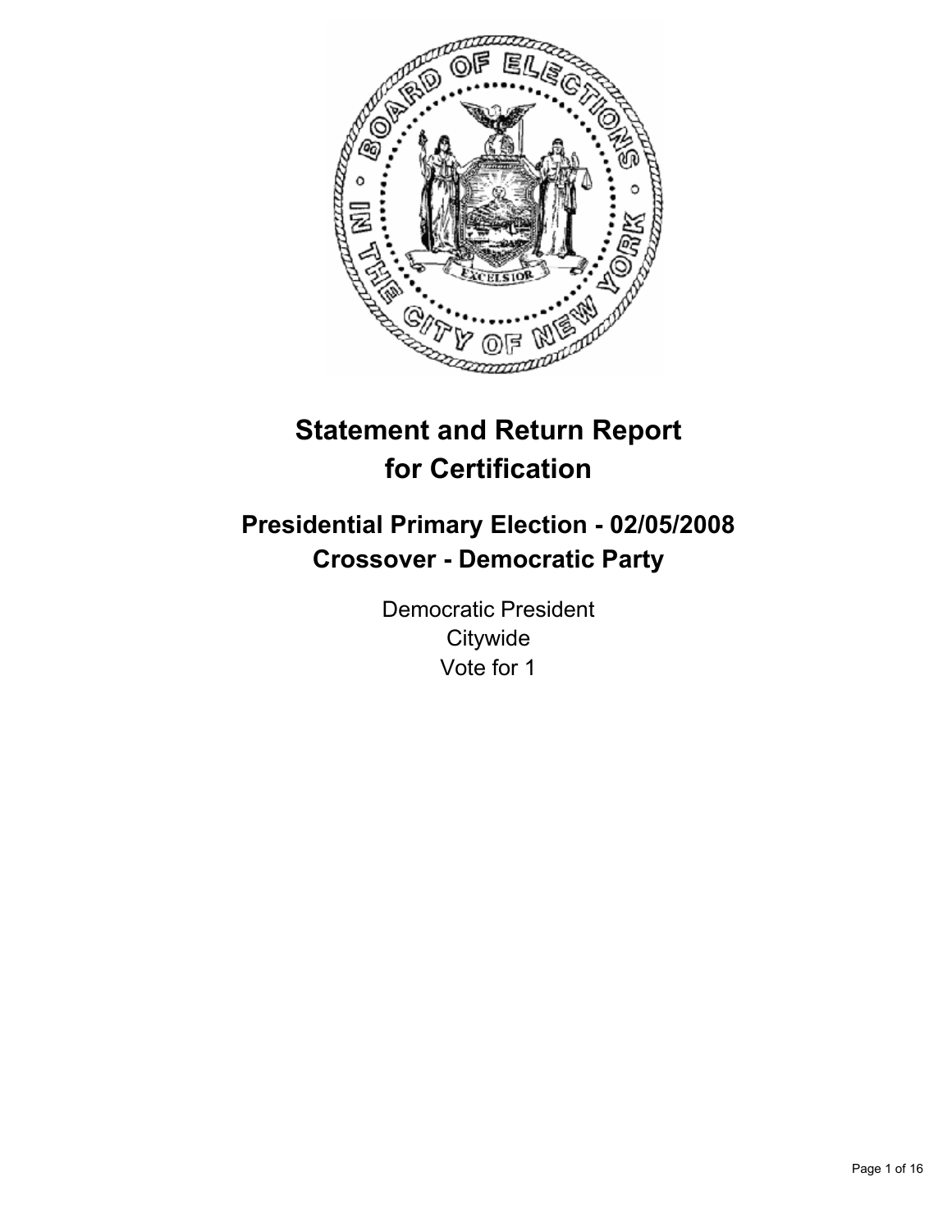# Statement and Return Report for Certification

## Presidential Primary Election - 02/05/2008
## Crossover - Democratic Party

Democratic President
Citywide
Vote for 1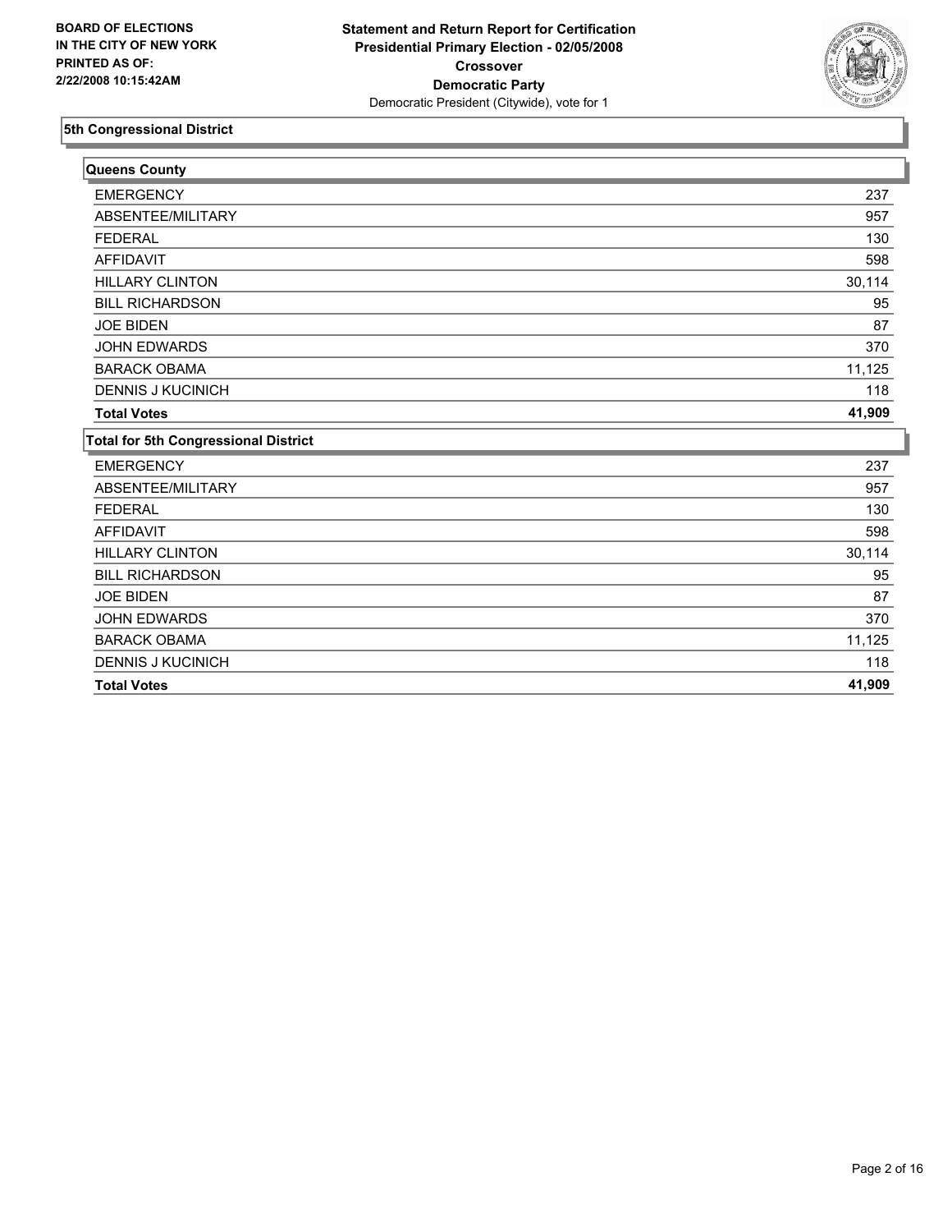**BOARD OF ELECTIONS IN THE CITY OF NEW YORK PRINTED AS OF: 2/22/2008 10:15:42AM**

**Statement and Return Report for Certification**
**Presidential Primary Election - 02/05/2008**
**Crossover**
**Democratic Party**
Democratic President (Citywide), vote for 1

### 5th Congressional District

| Queens County | |
|---|---|
| EMERGENCY | 237 |
| ABSENTEE/MILITARY | 957 |
| FEDERAL | 130 |
| AFFIDAVIT | 598 |
| HILLARY CLINTON | 30,114 |
| BILL RICHARDSON | 95 |
| JOE BIDEN | 87 |
| JOHN EDWARDS | 370 |
| BARACK OBAMA | 11,125 |
| DENNIS J KUCINICH | 118 |
| **Total Votes** | **41,909** |

| Total for 5th Congressional District | |
|---|---|
| EMERGENCY | 237 |
| ABSENTEE/MILITARY | 957 |
| FEDERAL | 130 |
| AFFIDAVIT | 598 |
| HILLARY CLINTON | 30,114 |
| BILL RICHARDSON | 95 |
| JOE BIDEN | 87 |
| JOHN EDWARDS | 370 |
| BARACK OBAMA | 11,125 |
| DENNIS J KUCINICH | 118 |
| **Total Votes** | **41,909** |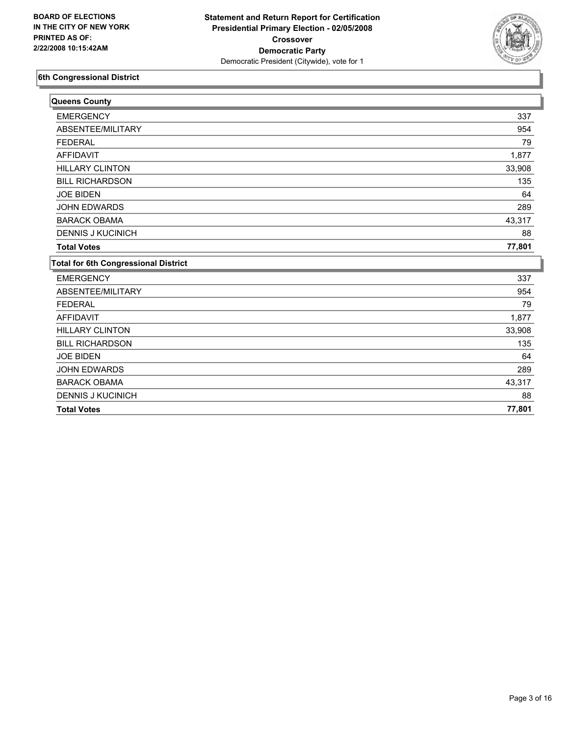**BOARD OF ELECTIONS IN THE CITY OF NEW YORK PRINTED AS OF: 2/22/2008 10:15:42AM**

**Statement and Return Report for Certification**
**Presidential Primary Election - 02/05/2008**
**Crossover**
**Democratic Party**
Democratic President (Citywide), vote for 1

## 6th Congressional District

### Queens County

| | |
|---|---|
| EMERGENCY | 337 |
| ABSENTEE/MILITARY | 954 |
| FEDERAL | 79 |
| AFFIDAVIT | 1,877 |
| HILLARY CLINTON | 33,908 |
| BILL RICHARDSON | 135 |
| JOE BIDEN | 64 |
| JOHN EDWARDS | 289 |
| BARACK OBAMA | 43,317 |
| DENNIS J KUCINICH | 88 |
| **Total Votes** | **77,801** |

### Total for 6th Congressional District

| | |
|---|---|
| EMERGENCY | 337 |
| ABSENTEE/MILITARY | 954 |
| FEDERAL | 79 |
| AFFIDAVIT | 1,877 |
| HILLARY CLINTON | 33,908 |
| BILL RICHARDSON | 135 |
| JOE BIDEN | 64 |
| JOHN EDWARDS | 289 |
| BARACK OBAMA | 43,317 |
| DENNIS J KUCINICH | 88 |
| **Total Votes** | **77,801** |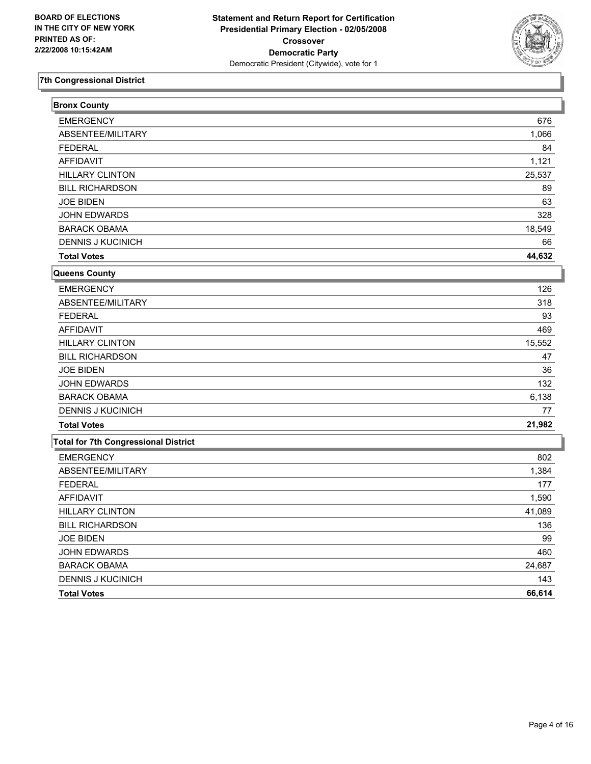BOARD OF ELECTIONS
IN THE CITY OF NEW YORK
PRINTED AS OF:
2/22/2008 10:15:42AM

**Statement and Return Report for Certification**
**Presidential Primary Election - 02/05/2008**
**Crossover**
**Democratic Party**
Democratic President (Citywide), vote for 1

## 7th Congressional District

### Bronx County

| | |
|---|---|
| EMERGENCY | 676 |
| ABSENTEE/MILITARY | 1,066 |
| FEDERAL | 84 |
| AFFIDAVIT | 1,121 |
| HILLARY CLINTON | 25,537 |
| BILL RICHARDSON | 89 |
| JOE BIDEN | 63 |
| JOHN EDWARDS | 328 |
| BARACK OBAMA | 18,549 |
| DENNIS J KUCINICH | 66 |
| **Total Votes** | **44,632** |

### Queens County

| | |
|---|---|
| EMERGENCY | 126 |
| ABSENTEE/MILITARY | 318 |
| FEDERAL | 93 |
| AFFIDAVIT | 469 |
| HILLARY CLINTON | 15,552 |
| BILL RICHARDSON | 47 |
| JOE BIDEN | 36 |
| JOHN EDWARDS | 132 |
| BARACK OBAMA | 6,138 |
| DENNIS J KUCINICH | 77 |
| **Total Votes** | **21,982** |

### Total for 7th Congressional District

| | |
|---|---|
| EMERGENCY | 802 |
| ABSENTEE/MILITARY | 1,384 |
| FEDERAL | 177 |
| AFFIDAVIT | 1,590 |
| HILLARY CLINTON | 41,089 |
| BILL RICHARDSON | 136 |
| JOE BIDEN | 99 |
| JOHN EDWARDS | 460 |
| BARACK OBAMA | 24,687 |
| DENNIS J KUCINICH | 143 |
| **Total Votes** | **66,614** |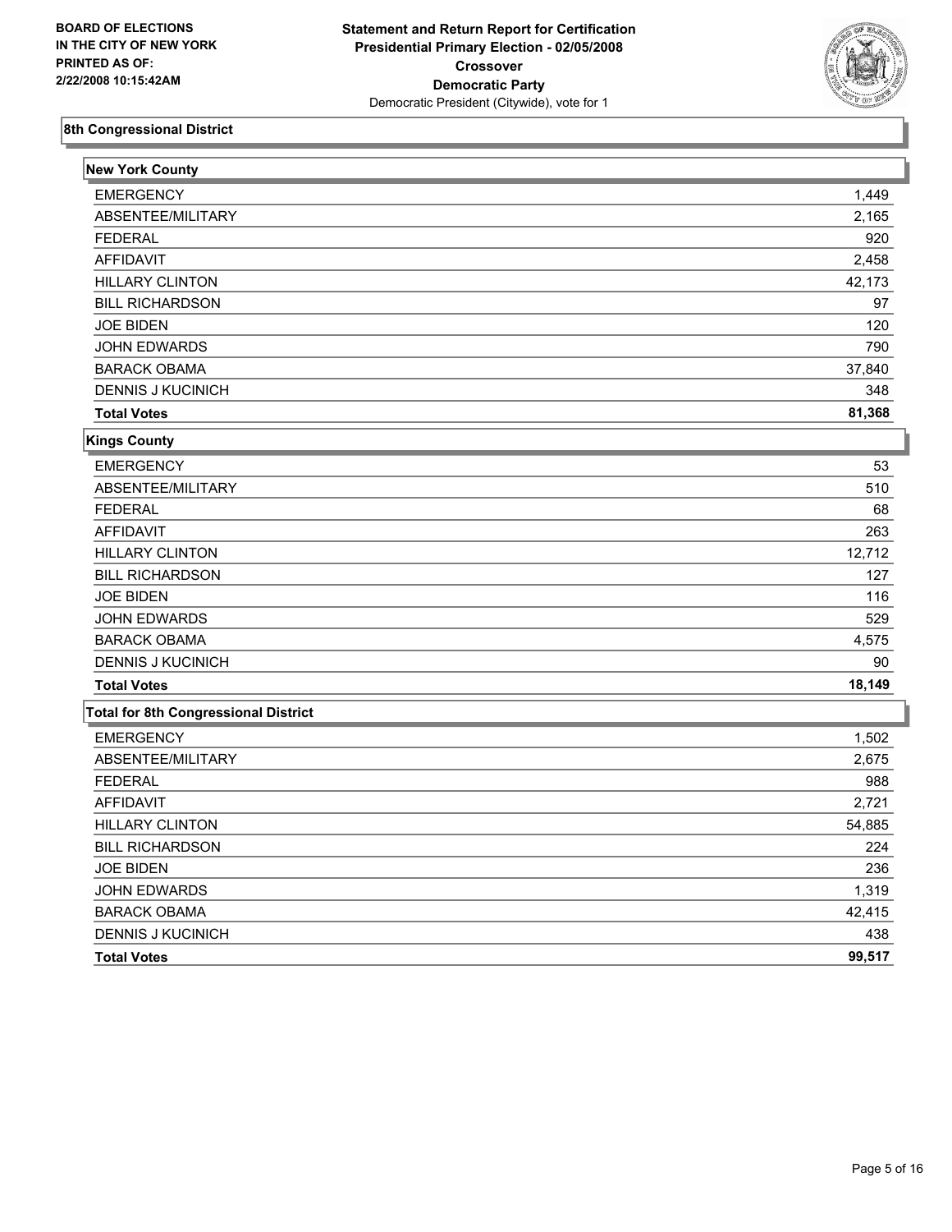**BOARD OF ELECTIONS IN THE CITY OF NEW YORK PRINTED AS OF: 2/22/2008 10:15:42AM**

**Statement and Return Report for Certification**
**Presidential Primary Election - 02/05/2008**
**Crossover**
**Democratic Party**
Democratic President (Citywide), vote for 1

## 8th Congressional District

### New York County

| | |
|---|---|
| EMERGENCY | 1,449 |
| ABSENTEE/MILITARY | 2,165 |
| FEDERAL | 920 |
| AFFIDAVIT | 2,458 |
| HILLARY CLINTON | 42,173 |
| BILL RICHARDSON | 97 |
| JOE BIDEN | 120 |
| JOHN EDWARDS | 790 |
| BARACK OBAMA | 37,840 |
| DENNIS J KUCINICH | 348 |
| **Total Votes** | **81,368** |

### Kings County

| | |
|---|---|
| EMERGENCY | 53 |
| ABSENTEE/MILITARY | 510 |
| FEDERAL | 68 |
| AFFIDAVIT | 263 |
| HILLARY CLINTON | 12,712 |
| BILL RICHARDSON | 127 |
| JOE BIDEN | 116 |
| JOHN EDWARDS | 529 |
| BARACK OBAMA | 4,575 |
| DENNIS J KUCINICH | 90 |
| **Total Votes** | **18,149** |

### Total for 8th Congressional District

| | |
|---|---|
| EMERGENCY | 1,502 |
| ABSENTEE/MILITARY | 2,675 |
| FEDERAL | 988 |
| AFFIDAVIT | 2,721 |
| HILLARY CLINTON | 54,885 |
| BILL RICHARDSON | 224 |
| JOE BIDEN | 236 |
| JOHN EDWARDS | 1,319 |
| BARACK OBAMA | 42,415 |
| DENNIS J KUCINICH | 438 |
| **Total Votes** | **99,517** |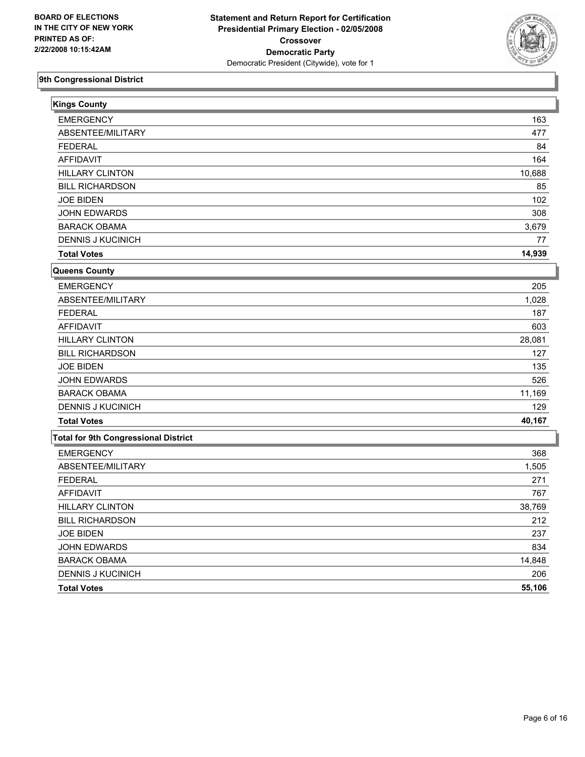**BOARD OF ELECTIONS IN THE CITY OF NEW YORK PRINTED AS OF: 2/22/2008 10:15:42AM**

**Statement and Return Report for Certification**
**Presidential Primary Election - 02/05/2008**
**Crossover**
**Democratic Party**
Democratic President (Citywide), vote for 1

## 9th Congressional District

### Kings County

| | |
|---|---|
| EMERGENCY | 163 |
| ABSENTEE/MILITARY | 477 |
| FEDERAL | 84 |
| AFFIDAVIT | 164 |
| HILLARY CLINTON | 10,688 |
| BILL RICHARDSON | 85 |
| JOE BIDEN | 102 |
| JOHN EDWARDS | 308 |
| BARACK OBAMA | 3,679 |
| DENNIS J KUCINICH | 77 |
| **Total Votes** | **14,939** |

### Queens County

| | |
|---|---|
| EMERGENCY | 205 |
| ABSENTEE/MILITARY | 1,028 |
| FEDERAL | 187 |
| AFFIDAVIT | 603 |
| HILLARY CLINTON | 28,081 |
| BILL RICHARDSON | 127 |
| JOE BIDEN | 135 |
| JOHN EDWARDS | 526 |
| BARACK OBAMA | 11,169 |
| DENNIS J KUCINICH | 129 |
| **Total Votes** | **40,167** |

### Total for 9th Congressional District

| | |
|---|---|
| EMERGENCY | 368 |
| ABSENTEE/MILITARY | 1,505 |
| FEDERAL | 271 |
| AFFIDAVIT | 767 |
| HILLARY CLINTON | 38,769 |
| BILL RICHARDSON | 212 |
| JOE BIDEN | 237 |
| JOHN EDWARDS | 834 |
| BARACK OBAMA | 14,848 |
| DENNIS J KUCINICH | 206 |
| **Total Votes** | **55,106** |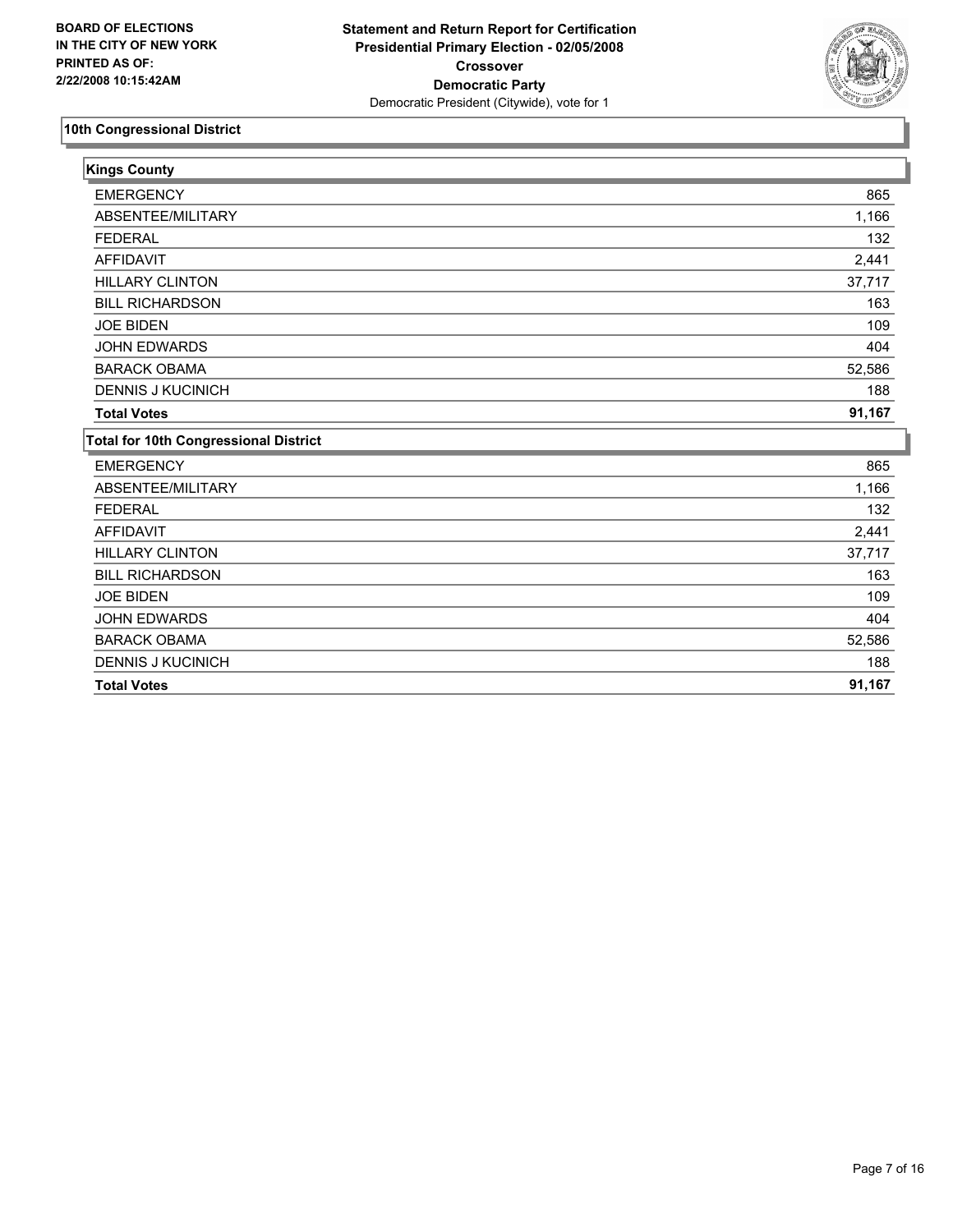**BOARD OF ELECTIONS IN THE CITY OF NEW YORK PRINTED AS OF: 2/22/2008 10:15:42AM**

**Statement and Return Report for Certification**
**Presidential Primary Election - 02/05/2008**
**Crossover**
**Democratic Party**
Democratic President (Citywide), vote for 1

## 10th Congressional District

### Kings County

| | |
|---|---:|
| EMERGENCY | 865 |
| ABSENTEE/MILITARY | 1,166 |
| FEDERAL | 132 |
| AFFIDAVIT | 2,441 |
| HILLARY CLINTON | 37,717 |
| BILL RICHARDSON | 163 |
| JOE BIDEN | 109 |
| JOHN EDWARDS | 404 |
| BARACK OBAMA | 52,586 |
| DENNIS J KUCINICH | 188 |
| **Total Votes** | **91,167** |

### Total for 10th Congressional District

| | |
|---|---:|
| EMERGENCY | 865 |
| ABSENTEE/MILITARY | 1,166 |
| FEDERAL | 132 |
| AFFIDAVIT | 2,441 |
| HILLARY CLINTON | 37,717 |
| BILL RICHARDSON | 163 |
| JOE BIDEN | 109 |
| JOHN EDWARDS | 404 |
| BARACK OBAMA | 52,586 |
| DENNIS J KUCINICH | 188 |
| **Total Votes** | **91,167** |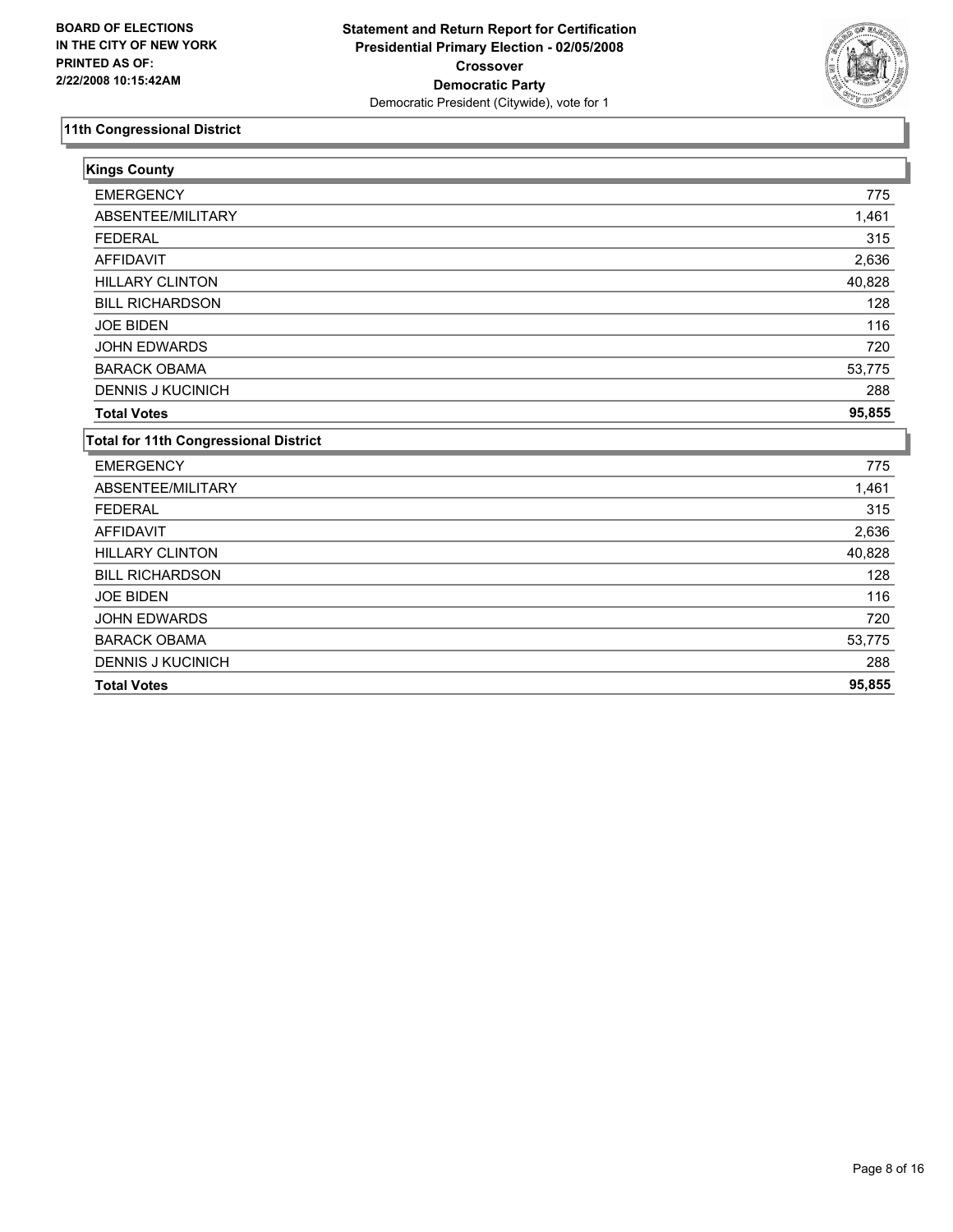**BOARD OF ELECTIONS IN THE CITY OF NEW YORK PRINTED AS OF: 2/22/2008 10:15:42AM**

**Statement and Return Report for Certification Presidential Primary Election - 02/05/2008 Crossover Democratic Party**
Democratic President (Citywide), vote for 1

## 11th Congressional District

### Kings County

| | |
|---|---|
| EMERGENCY | 775 |
| ABSENTEE/MILITARY | 1,461 |
| FEDERAL | 315 |
| AFFIDAVIT | 2,636 |
| HILLARY CLINTON | 40,828 |
| BILL RICHARDSON | 128 |
| JOE BIDEN | 116 |
| JOHN EDWARDS | 720 |
| BARACK OBAMA | 53,775 |
| DENNIS J KUCINICH | 288 |
| **Total Votes** | **95,855** |

### Total for 11th Congressional District

| | |
|---|---|
| EMERGENCY | 775 |
| ABSENTEE/MILITARY | 1,461 |
| FEDERAL | 315 |
| AFFIDAVIT | 2,636 |
| HILLARY CLINTON | 40,828 |
| BILL RICHARDSON | 128 |
| JOE BIDEN | 116 |
| JOHN EDWARDS | 720 |
| BARACK OBAMA | 53,775 |
| DENNIS J KUCINICH | 288 |
| **Total Votes** | **95,855** |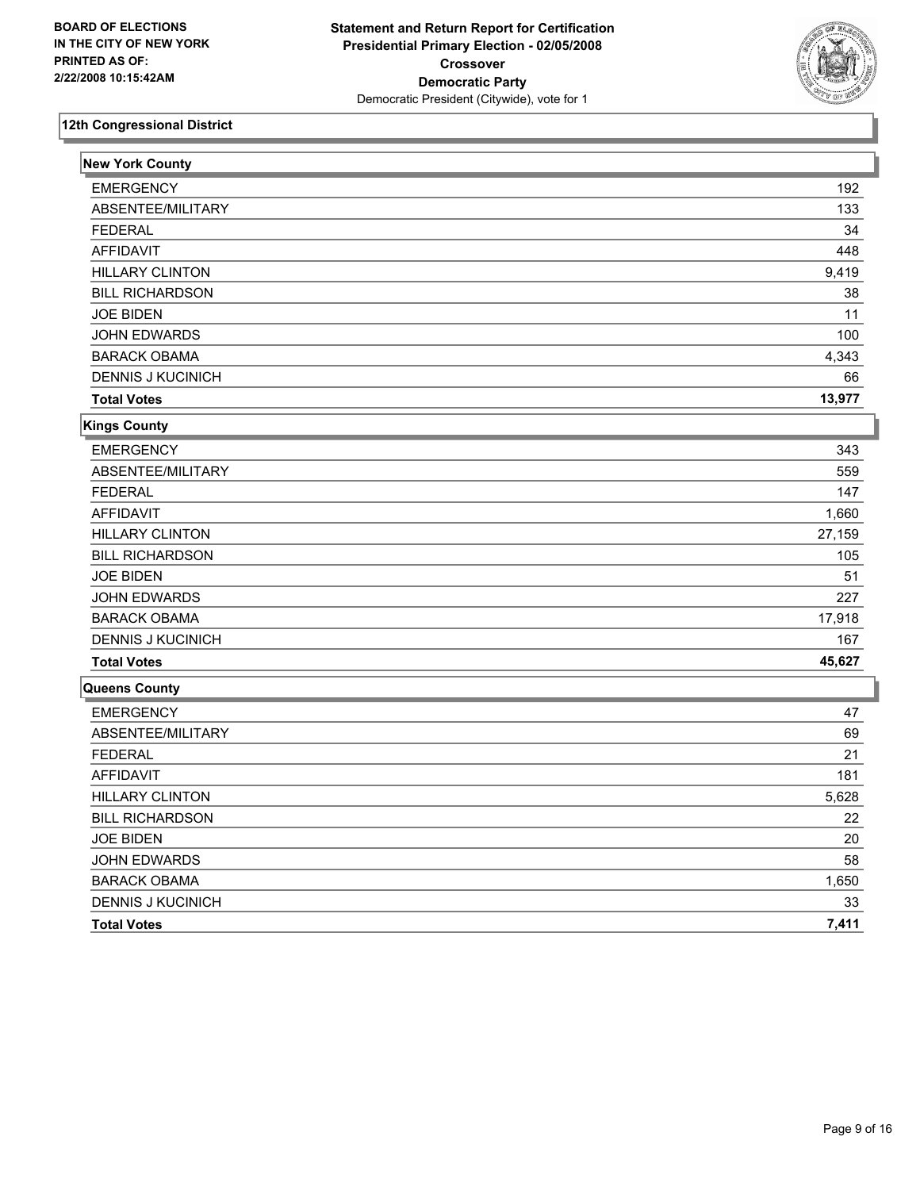**BOARD OF ELECTIONS IN THE CITY OF NEW YORK PRINTED AS OF: 2/22/2008 10:15:42AM**

**Statement and Return Report for Certification**
**Presidential Primary Election - 02/05/2008**
**Crossover**
**Democratic Party**
Democratic President (Citywide), vote for 1

## 12th Congressional District

### New York County

| | |
|---|---:|
| EMERGENCY | 192 |
| ABSENTEE/MILITARY | 133 |
| FEDERAL | 34 |
| AFFIDAVIT | 448 |
| HILLARY CLINTON | 9,419 |
| BILL RICHARDSON | 38 |
| JOE BIDEN | 11 |
| JOHN EDWARDS | 100 |
| BARACK OBAMA | 4,343 |
| DENNIS J KUCINICH | 66 |
| **Total Votes** | **13,977** |

### Kings County

| | |
|---|---:|
| EMERGENCY | 343 |
| ABSENTEE/MILITARY | 559 |
| FEDERAL | 147 |
| AFFIDAVIT | 1,660 |
| HILLARY CLINTON | 27,159 |
| BILL RICHARDSON | 105 |
| JOE BIDEN | 51 |
| JOHN EDWARDS | 227 |
| BARACK OBAMA | 17,918 |
| DENNIS J KUCINICH | 167 |
| **Total Votes** | **45,627** |

### Queens County

| | |
|---|---:|
| EMERGENCY | 47 |
| ABSENTEE/MILITARY | 69 |
| FEDERAL | 21 |
| AFFIDAVIT | 181 |
| HILLARY CLINTON | 5,628 |
| BILL RICHARDSON | 22 |
| JOE BIDEN | 20 |
| JOHN EDWARDS | 58 |
| BARACK OBAMA | 1,650 |
| DENNIS J KUCINICH | 33 |
| **Total Votes** | **7,411** |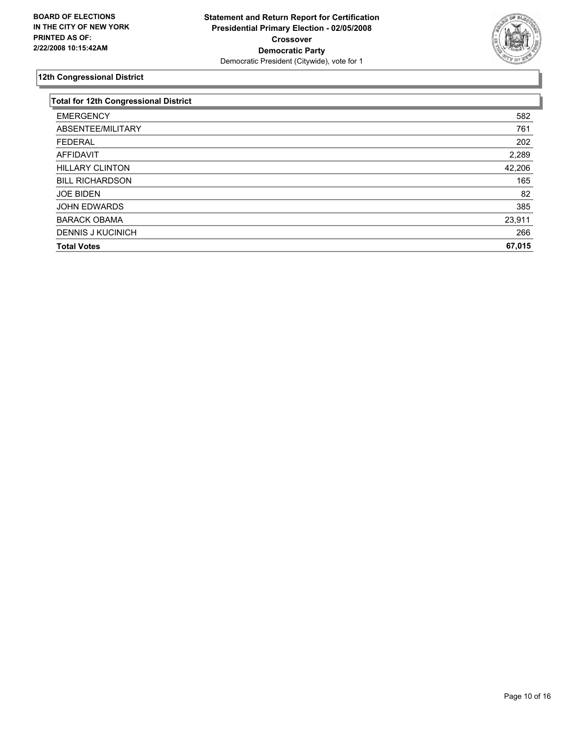**BOARD OF ELECTIONS IN THE CITY OF NEW YORK PRINTED AS OF: 2/22/2008 10:15:42AM**

**Statement and Return Report for Certification**
**Presidential Primary Election - 02/05/2008**
**Crossover**
**Democratic Party**
Democratic President (Citywide), vote for 1

## 12th Congressional District

| Total for 12th Congressional District | |
|---|---|
| EMERGENCY | 582 |
| ABSENTEE/MILITARY | 761 |
| FEDERAL | 202 |
| AFFIDAVIT | 2,289 |
| HILLARY CLINTON | 42,206 |
| BILL RICHARDSON | 165 |
| JOE BIDEN | 82 |
| JOHN EDWARDS | 385 |
| BARACK OBAMA | 23,911 |
| DENNIS J KUCINICH | 266 |
| **Total Votes** | **67,015** |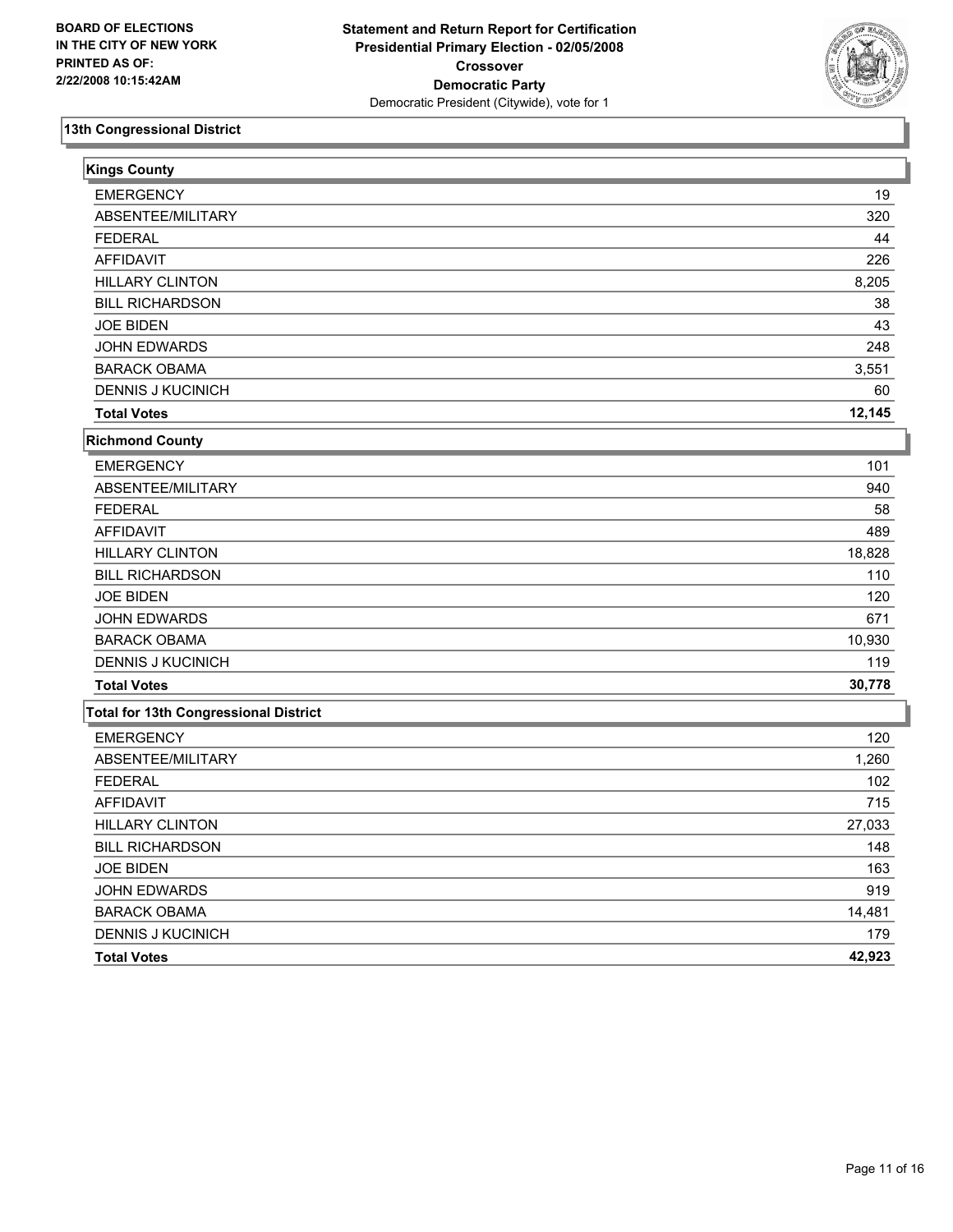**BOARD OF ELECTIONS IN THE CITY OF NEW YORK PRINTED AS OF: 2/22/2008 10:15:42AM**

**Statement and Return Report for Certification Presidential Primary Election - 02/05/2008 Crossover Democratic Party**
Democratic President (Citywide), vote for 1

## 13th Congressional District

### Kings County

| | |
|---|---|
| EMERGENCY | 19 |
| ABSENTEE/MILITARY | 320 |
| FEDERAL | 44 |
| AFFIDAVIT | 226 |
| HILLARY CLINTON | 8,205 |
| BILL RICHARDSON | 38 |
| JOE BIDEN | 43 |
| JOHN EDWARDS | 248 |
| BARACK OBAMA | 3,551 |
| DENNIS J KUCINICH | 60 |
| **Total Votes** | **12,145** |

### Richmond County

| | |
|---|---|
| EMERGENCY | 101 |
| ABSENTEE/MILITARY | 940 |
| FEDERAL | 58 |
| AFFIDAVIT | 489 |
| HILLARY CLINTON | 18,828 |
| BILL RICHARDSON | 110 |
| JOE BIDEN | 120 |
| JOHN EDWARDS | 671 |
| BARACK OBAMA | 10,930 |
| DENNIS J KUCINICH | 119 |
| **Total Votes** | **30,778** |

### Total for 13th Congressional District

| | |
|---|---|
| EMERGENCY | 120 |
| ABSENTEE/MILITARY | 1,260 |
| FEDERAL | 102 |
| AFFIDAVIT | 715 |
| HILLARY CLINTON | 27,033 |
| BILL RICHARDSON | 148 |
| JOE BIDEN | 163 |
| JOHN EDWARDS | 919 |
| BARACK OBAMA | 14,481 |
| DENNIS J KUCINICH | 179 |
| **Total Votes** | **42,923** |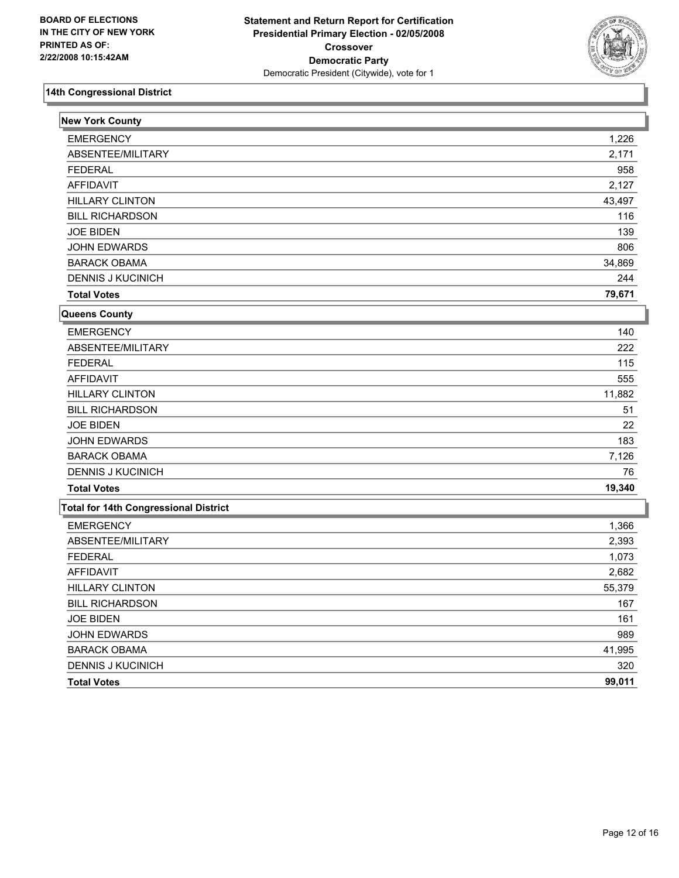**BOARD OF ELECTIONS IN THE CITY OF NEW YORK PRINTED AS OF: 2/22/2008 10:15:42AM**

**Statement and Return Report for Certification**
**Presidential Primary Election - 02/05/2008**
**Crossover**
**Democratic Party**
Democratic President (Citywide), vote for 1

## 14th Congressional District

### New York County

| | |
|---|---|
| EMERGENCY | 1,226 |
| ABSENTEE/MILITARY | 2,171 |
| FEDERAL | 958 |
| AFFIDAVIT | 2,127 |
| HILLARY CLINTON | 43,497 |
| BILL RICHARDSON | 116 |
| JOE BIDEN | 139 |
| JOHN EDWARDS | 806 |
| BARACK OBAMA | 34,869 |
| DENNIS J KUCINICH | 244 |
| **Total Votes** | **79,671** |

### Queens County

| | |
|---|---|
| EMERGENCY | 140 |
| ABSENTEE/MILITARY | 222 |
| FEDERAL | 115 |
| AFFIDAVIT | 555 |
| HILLARY CLINTON | 11,882 |
| BILL RICHARDSON | 51 |
| JOE BIDEN | 22 |
| JOHN EDWARDS | 183 |
| BARACK OBAMA | 7,126 |
| DENNIS J KUCINICH | 76 |
| **Total Votes** | **19,340** |

### Total for 14th Congressional District

| | |
|---|---|
| EMERGENCY | 1,366 |
| ABSENTEE/MILITARY | 2,393 |
| FEDERAL | 1,073 |
| AFFIDAVIT | 2,682 |
| HILLARY CLINTON | 55,379 |
| BILL RICHARDSON | 167 |
| JOE BIDEN | 161 |
| JOHN EDWARDS | 989 |
| BARACK OBAMA | 41,995 |
| DENNIS J KUCINICH | 320 |
| **Total Votes** | **99,011** |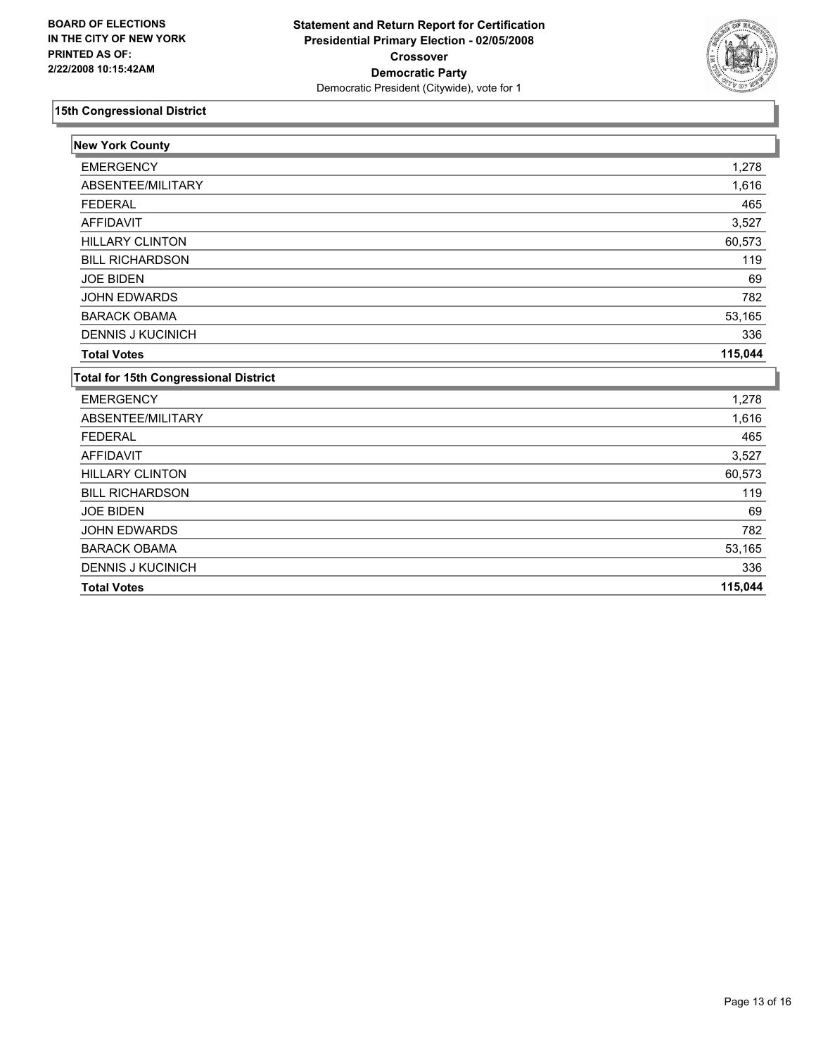**BOARD OF ELECTIONS IN THE CITY OF NEW YORK PRINTED AS OF: 2/22/2008 10:15:42AM**

**Statement and Return Report for Certification Presidential Primary Election - 02/05/2008 Crossover Democratic Party**

Democratic President (Citywide), vote for 1

## 15th Congressional District

### New York County

| | |
|---|---|
| EMERGENCY | 1,278 |
| ABSENTEE/MILITARY | 1,616 |
| FEDERAL | 465 |
| AFFIDAVIT | 3,527 |
| HILLARY CLINTON | 60,573 |
| BILL RICHARDSON | 119 |
| JOE BIDEN | 69 |
| JOHN EDWARDS | 782 |
| BARACK OBAMA | 53,165 |
| DENNIS J KUCINICH | 336 |
| **Total Votes** | **115,044** |

### Total for 15th Congressional District

| | |
|---|---|
| EMERGENCY | 1,278 |
| ABSENTEE/MILITARY | 1,616 |
| FEDERAL | 465 |
| AFFIDAVIT | 3,527 |
| HILLARY CLINTON | 60,573 |
| BILL RICHARDSON | 119 |
| JOE BIDEN | 69 |
| JOHN EDWARDS | 782 |
| BARACK OBAMA | 53,165 |
| DENNIS J KUCINICH | 336 |
| **Total Votes** | **115,044** |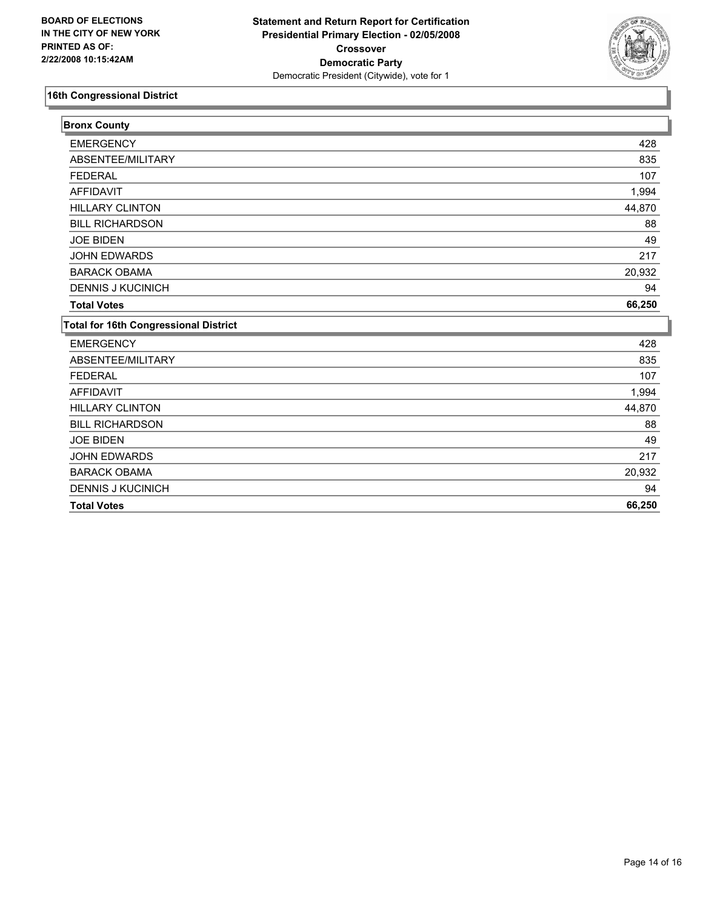**BOARD OF ELECTIONS IN THE CITY OF NEW YORK**
**PRINTED AS OF: 2/22/2008 10:15:42AM**

**Statement and Return Report for Certification**
**Presidential Primary Election - 02/05/2008**
**Crossover**
**Democratic Party**
Democratic President (Citywide), vote for 1

## 16th Congressional District

### Bronx County

| | |
|---|---:|
| EMERGENCY | 428 |
| ABSENTEE/MILITARY | 835 |
| FEDERAL | 107 |
| AFFIDAVIT | 1,994 |
| HILLARY CLINTON | 44,870 |
| BILL RICHARDSON | 88 |
| JOE BIDEN | 49 |
| JOHN EDWARDS | 217 |
| BARACK OBAMA | 20,932 |
| DENNIS J KUCINICH | 94 |
| **Total Votes** | **66,250** |

### Total for 16th Congressional District

| | |
|---|---:|
| EMERGENCY | 428 |
| ABSENTEE/MILITARY | 835 |
| FEDERAL | 107 |
| AFFIDAVIT | 1,994 |
| HILLARY CLINTON | 44,870 |
| BILL RICHARDSON | 88 |
| JOE BIDEN | 49 |
| JOHN EDWARDS | 217 |
| BARACK OBAMA | 20,932 |
| DENNIS J KUCINICH | 94 |
| **Total Votes** | **66,250** |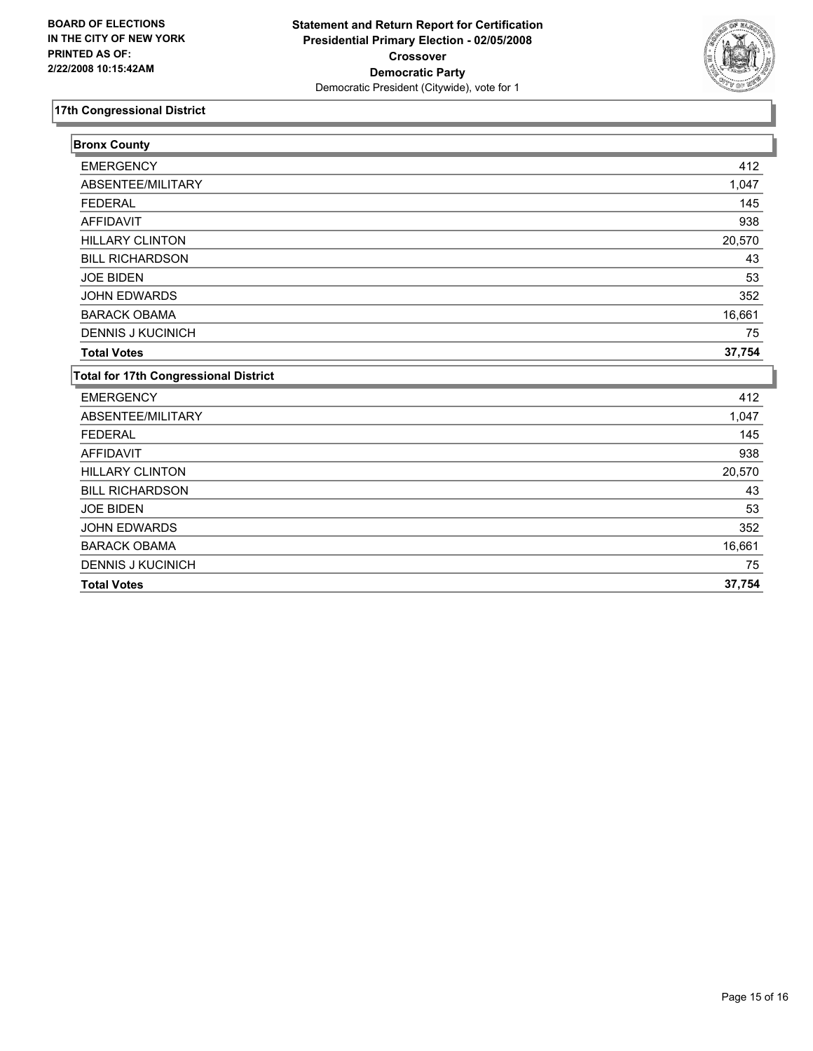**BOARD OF ELECTIONS IN THE CITY OF NEW YORK PRINTED AS OF: 2/22/2008 10:15:42AM**

**Statement and Return Report for Certification**
**Presidential Primary Election - 02/05/2008**
**Crossover**
**Democratic Party**
Democratic President (Citywide), vote for 1

## 17th Congressional District

### Bronx County

| | |
|---|---|
| EMERGENCY | 412 |
| ABSENTEE/MILITARY | 1,047 |
| FEDERAL | 145 |
| AFFIDAVIT | 938 |
| HILLARY CLINTON | 20,570 |
| BILL RICHARDSON | 43 |
| JOE BIDEN | 53 |
| JOHN EDWARDS | 352 |
| BARACK OBAMA | 16,661 |
| DENNIS J KUCINICH | 75 |
| **Total Votes** | **37,754** |

### Total for 17th Congressional District

| | |
|---|---|
| EMERGENCY | 412 |
| ABSENTEE/MILITARY | 1,047 |
| FEDERAL | 145 |
| AFFIDAVIT | 938 |
| HILLARY CLINTON | 20,570 |
| BILL RICHARDSON | 43 |
| JOE BIDEN | 53 |
| JOHN EDWARDS | 352 |
| BARACK OBAMA | 16,661 |
| DENNIS J KUCINICH | 75 |
| **Total Votes** | **37,754** |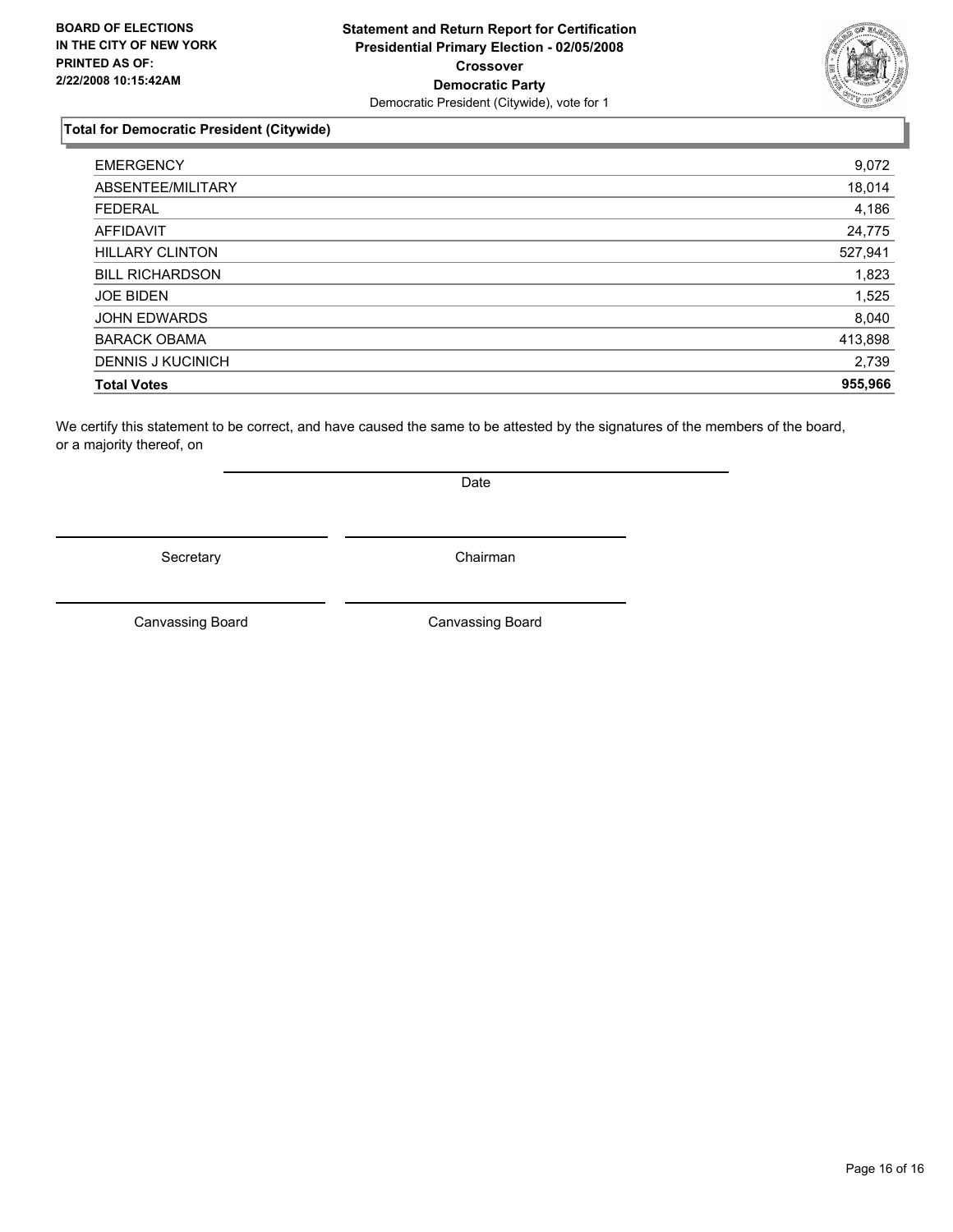**BOARD OF ELECTIONS IN THE CITY OF NEW YORK PRINTED AS OF: 2/22/2008 10:15:42AM**

**Statement and Return Report for Certification**
**Presidential Primary Election - 02/05/2008**
**Crossover**
**Democratic Party**
Democratic President (Citywide), vote for 1

### Total for Democratic President (Citywide)

| | |
|---|---|
| EMERGENCY | 9,072 |
| ABSENTEE/MILITARY | 18,014 |
| FEDERAL | 4,186 |
| AFFIDAVIT | 24,775 |
| HILLARY CLINTON | 527,941 |
| BILL RICHARDSON | 1,823 |
| JOE BIDEN | 1,525 |
| JOHN EDWARDS | 8,040 |
| BARACK OBAMA | 413,898 |
| DENNIS J KUCINICH | 2,739 |
| **Total Votes** | **955,966** |

We certify this statement to be correct, and have caused the same to be attested by the signatures of the members of the board, or a majority thereof, on

Date

Secretary

Chairman

Canvassing Board

Canvassing Board